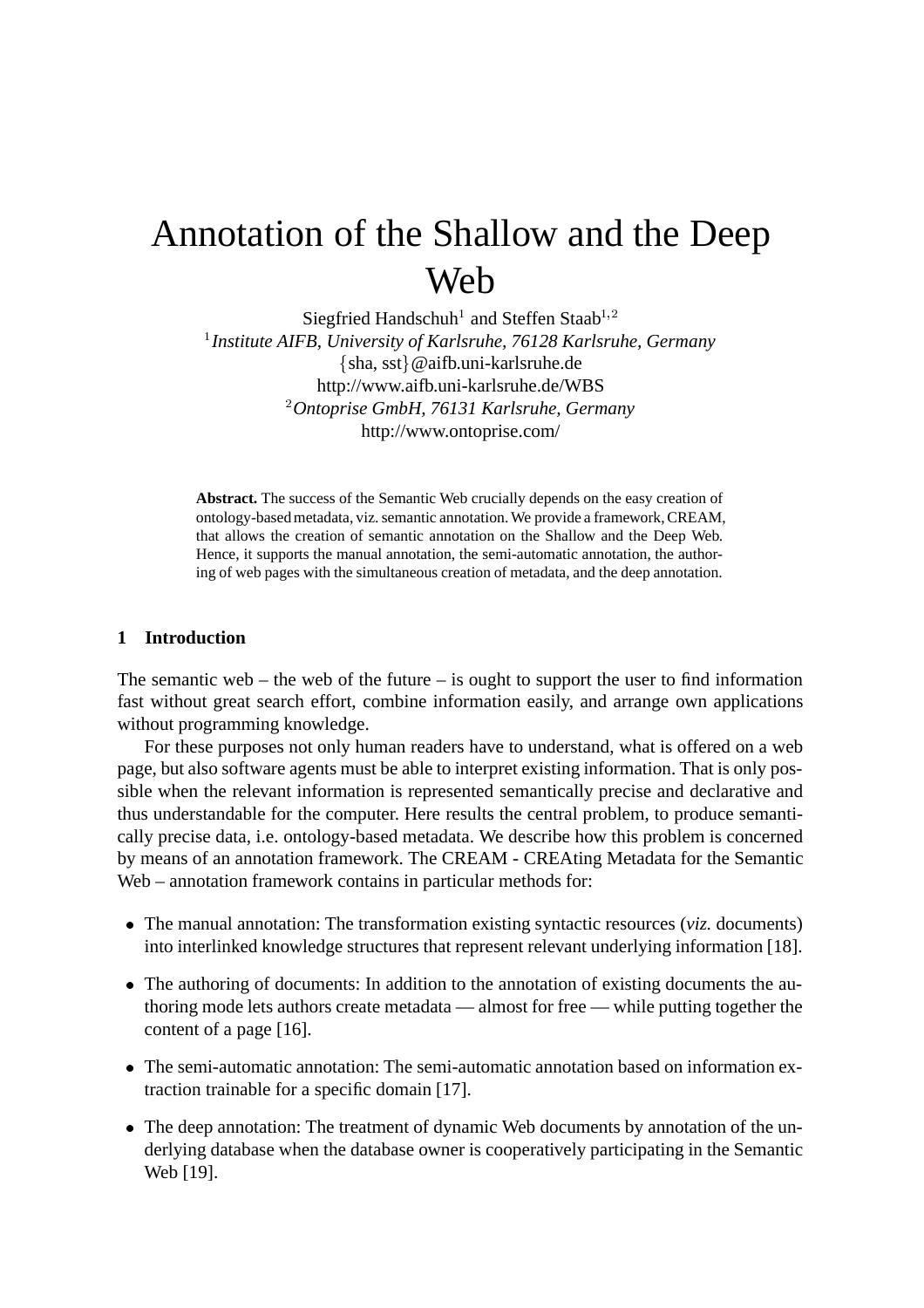# Annotation of the Shallow and the Deep Web

Siegfried Handschuh[1] and Steffen Staab[1,2]

[1] *Institute AIFB, University of Karlsruhe, 76128 Karlsruhe, Germany*
{sha, sst}@aifb.uni-karlsruhe.de
http://www.aifb.uni-karlsruhe.de/WBS

[2] *Ontoprise GmbH, 76131 Karlsruhe, Germany*
http://www.ontoprise.com/

**Abstract.** The success of the Semantic Web crucially depends on the easy creation of ontology-based metadata, viz. semantic annotation. We provide a framework, CREAM, that allows the creation of semantic annotation on the Shallow and the Deep Web. Hence, it supports the manual annotation, the semi-automatic annotation, the authoring of web pages with the simultaneous creation of metadata, and the deep annotation.

## 1 Introduction

The semantic web – the web of the future – is ought to support the user to find information fast without great search effort, combine information easily, and arrange own applications without programming knowledge.

For these purposes not only human readers have to understand, what is offered on a web page, but also software agents must be able to interpret existing information. That is only possible when the relevant information is represented semantically precise and declarative and thus understandable for the computer. Here results the central problem, to produce semantically precise data, i.e. ontology-based metadata. We describe how this problem is concerned by means of an annotation framework. The CREAM - CREAting Metadata for the Semantic Web – annotation framework contains in particular methods for:

- The manual annotation: The transformation existing syntactic resources (*viz.* documents) into interlinked knowledge structures that represent relevant underlying information [18].
- The authoring of documents: In addition to the annotation of existing documents the authoring mode lets authors create metadata — almost for free — while putting together the content of a page [16].
- The semi-automatic annotation: The semi-automatic annotation based on information extraction trainable for a specific domain [17].
- The deep annotation: The treatment of dynamic Web documents by annotation of the underlying database when the database owner is cooperatively participating in the Semantic Web [19].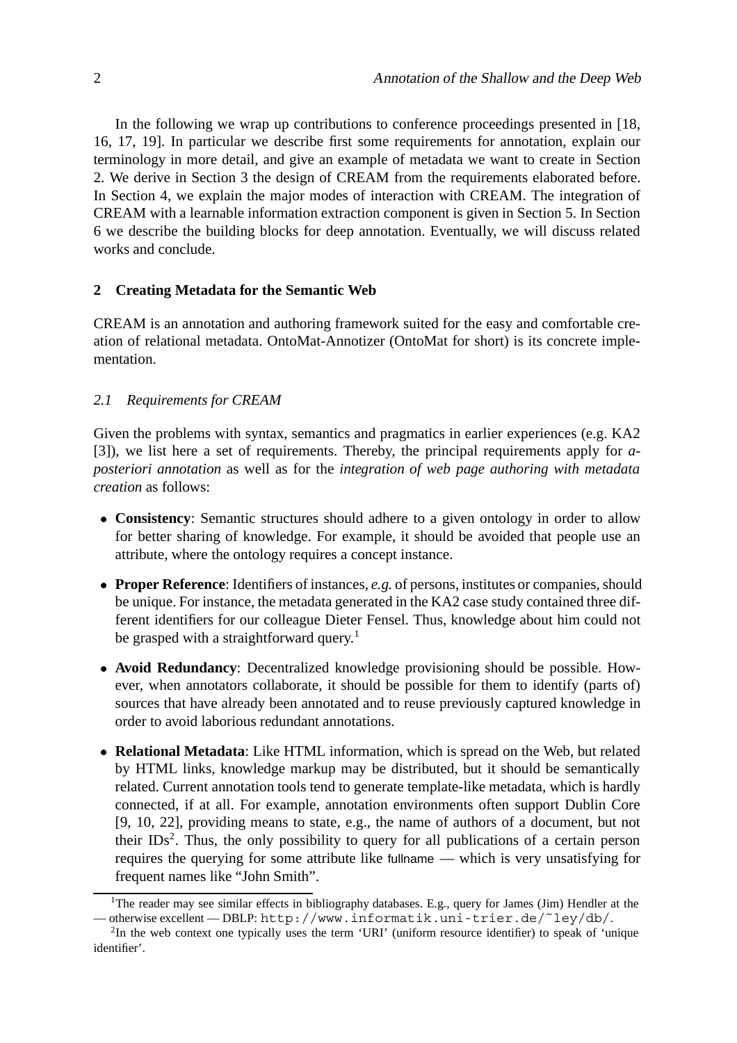In the following we wrap up contributions to conference proceedings presented in [18, 16, 17, 19]. In particular we describe first some requirements for annotation, explain our terminology in more detail, and give an example of metadata we want to create in Section 2. We derive in Section 3 the design of CREAM from the requirements elaborated before. In Section 4, we explain the major modes of interaction with CREAM. The integration of CREAM with a learnable information extraction component is given in Section 5. In Section 6 we describe the building blocks for deep annotation. Eventually, we will discuss related works and conclude.

## 2 Creating Metadata for the Semantic Web

CREAM is an annotation and authoring framework suited for the easy and comfortable creation of relational metadata. OntoMat-Annotizer (OntoMat for short) is its concrete implementation.

### *2.1 Requirements for CREAM*

Given the problems with syntax, semantics and pragmatics in earlier experiences (e.g. KA2 [3]), we list here a set of requirements. Thereby, the principal requirements apply for *a-posteriori annotation* as well as for the *integration of web page authoring with metadata creation* as follows:

- **Consistency**: Semantic structures should adhere to a given ontology in order to allow for better sharing of knowledge. For example, it should be avoided that people use an attribute, where the ontology requires a concept instance.
- **Proper Reference**: Identifiers of instances, *e.g.* of persons, institutes or companies, should be unique. For instance, the metadata generated in the KA2 case study contained three different identifiers for our colleague Dieter Fensel. Thus, knowledge about him could not be grasped with a straightforward query.[1]
- **Avoid Redundancy**: Decentralized knowledge provisioning should be possible. However, when annotators collaborate, it should be possible for them to identify (parts of) sources that have already been annotated and to reuse previously captured knowledge in order to avoid laborious redundant annotations.
- **Relational Metadata**: Like HTML information, which is spread on the Web, but related by HTML links, knowledge markup may be distributed, but it should be semantically related. Current annotation tools tend to generate template-like metadata, which is hardly connected, if at all. For example, annotation environments often support Dublin Core [9, 10, 22], providing means to state, e.g., the name of authors of a document, but not their IDs[2]. Thus, the only possibility to query for all publications of a certain person requires the querying for some attribute like fullname — which is very unsatisfying for frequent names like "John Smith".

[1] The reader may see similar effects in bibliography databases. E.g., query for James (Jim) Hendler at the — otherwise excellent — DBLP: `http://www.informatik.uni-trier.de/~ley/db/`.

[2] In the web context one typically uses the term 'URI' (uniform resource identifier) to speak of 'unique identifier'.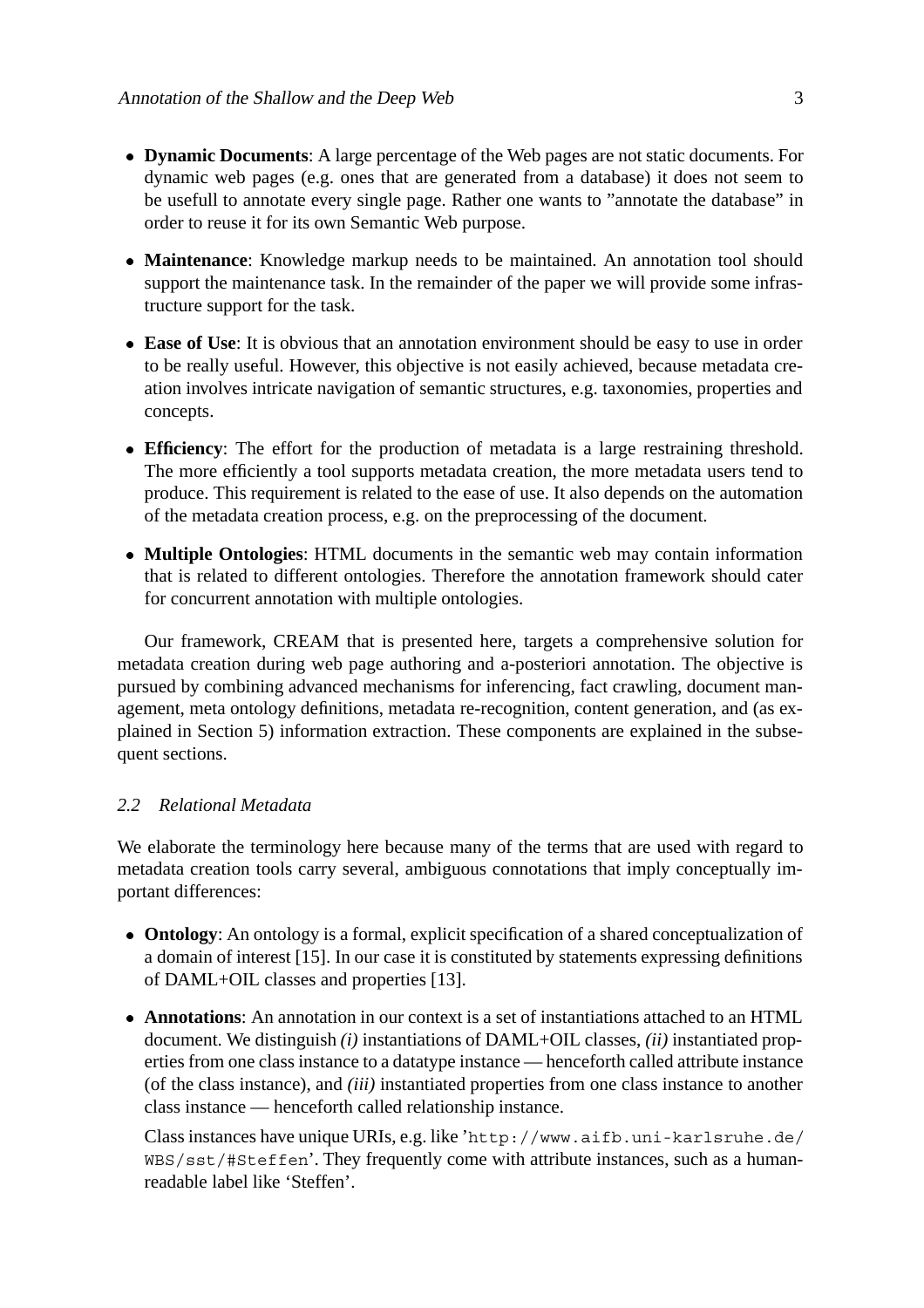- **Dynamic Documents**: A large percentage of the Web pages are not static documents. For dynamic web pages (e.g. ones that are generated from a database) it does not seem to be usefull to annotate every single page. Rather one wants to "annotate the database" in order to reuse it for its own Semantic Web purpose.
- **Maintenance**: Knowledge markup needs to be maintained. An annotation tool should support the maintenance task. In the remainder of the paper we will provide some infrastructure support for the task.
- **Ease of Use**: It is obvious that an annotation environment should be easy to use in order to be really useful. However, this objective is not easily achieved, because metadata creation involves intricate navigation of semantic structures, e.g. taxonomies, properties and concepts.
- **Efficiency**: The effort for the production of metadata is a large restraining threshold. The more efficiently a tool supports metadata creation, the more metadata users tend to produce. This requirement is related to the ease of use. It also depends on the automation of the metadata creation process, e.g. on the preprocessing of the document.
- **Multiple Ontologies**: HTML documents in the semantic web may contain information that is related to different ontologies. Therefore the annotation framework should cater for concurrent annotation with multiple ontologies.

Our framework, CREAM that is presented here, targets a comprehensive solution for metadata creation during web page authoring and a-posteriori annotation. The objective is pursued by combining advanced mechanisms for inferencing, fact crawling, document management, meta ontology definitions, metadata re-recognition, content generation, and (as explained in Section 5) information extraction. These components are explained in the subsequent sections.

### *2.2 Relational Metadata*

We elaborate the terminology here because many of the terms that are used with regard to metadata creation tools carry several, ambiguous connotations that imply conceptually important differences:

- **Ontology**: An ontology is a formal, explicit specification of a shared conceptualization of a domain of interest [15]. In our case it is constituted by statements expressing definitions of DAML+OIL classes and properties [13].
- **Annotations**: An annotation in our context is a set of instantiations attached to an HTML document. We distinguish *(i)* instantiations of DAML+OIL classes, *(ii)* instantiated properties from one class instance to a datatype instance — henceforth called attribute instance (of the class instance), and *(iii)* instantiated properties from one class instance to another class instance — henceforth called relationship instance.

  Class instances have unique URIs, e.g. like '`http://www.aifb.uni-karlsruhe.de/WBS/sst/#Steffen`'. They frequently come with attribute instances, such as a human-readable label like 'Steffen'.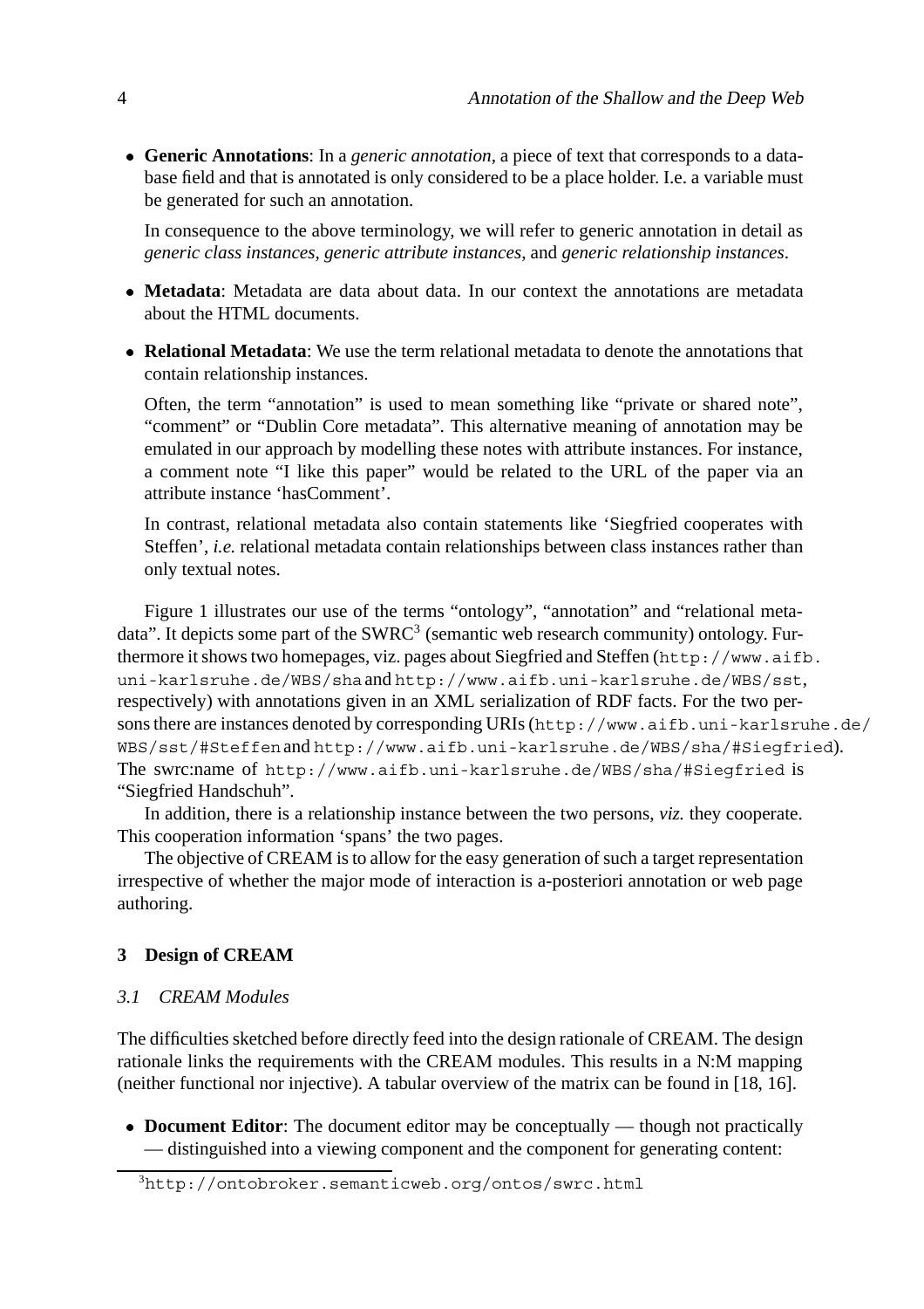- **Generic Annotations**: In a *generic annotation*, a piece of text that corresponds to a database field and that is annotated is only considered to be a place holder. I.e. a variable must be generated for such an annotation.

  In consequence to the above terminology, we will refer to generic annotation in detail as *generic class instances*, *generic attribute instances*, and *generic relationship instances*.

- **Metadata**: Metadata are data about data. In our context the annotations are metadata about the HTML documents.

- **Relational Metadata**: We use the term relational metadata to denote the annotations that contain relationship instances.

  Often, the term "annotation" is used to mean something like "private or shared note", "comment" or "Dublin Core metadata". This alternative meaning of annotation may be emulated in our approach by modelling these notes with attribute instances. For instance, a comment note "I like this paper" would be related to the URL of the paper via an attribute instance 'hasComment'.

  In contrast, relational metadata also contain statements like 'Siegfried cooperates with Steffen', *i.e.* relational metadata contain relationships between class instances rather than only textual notes.

Figure 1 illustrates our use of the terms "ontology", "annotation" and "relational metadata". It depicts some part of the SWRC[3] (semantic web research community) ontology. Furthermore it shows two homepages, viz. pages about Siegfried and Steffen (`http://www.aifb.uni-karlsruhe.de/WBS/sha` and `http://www.aifb.uni-karlsruhe.de/WBS/sst`, respectively) with annotations given in an XML serialization of RDF facts. For the two persons there are instances denoted by corresponding URIs (`http://www.aifb.uni-karlsruhe.de/WBS/sst/#Steffen` and `http://www.aifb.uni-karlsruhe.de/WBS/sha/#Siegfried`). The swrc:name of `http://www.aifb.uni-karlsruhe.de/WBS/sha/#Siegfried` is "Siegfried Handschuh".

In addition, there is a relationship instance between the two persons, *viz.* they cooperate. This cooperation information 'spans' the two pages.

The objective of CREAM is to allow for the easy generation of such a target representation irrespective of whether the major mode of interaction is a-posteriori annotation or web page authoring.

## 3 Design of CREAM

### *3.1 CREAM Modules*

The difficulties sketched before directly feed into the design rationale of CREAM. The design rationale links the requirements with the CREAM modules. This results in a N:M mapping (neither functional nor injective). A tabular overview of the matrix can be found in [18, 16].

- **Document Editor**: The document editor may be conceptually — though not practically — distinguished into a viewing component and the component for generating content:

[3] `http://ontobroker.semanticweb.org/ontos/swrc.html`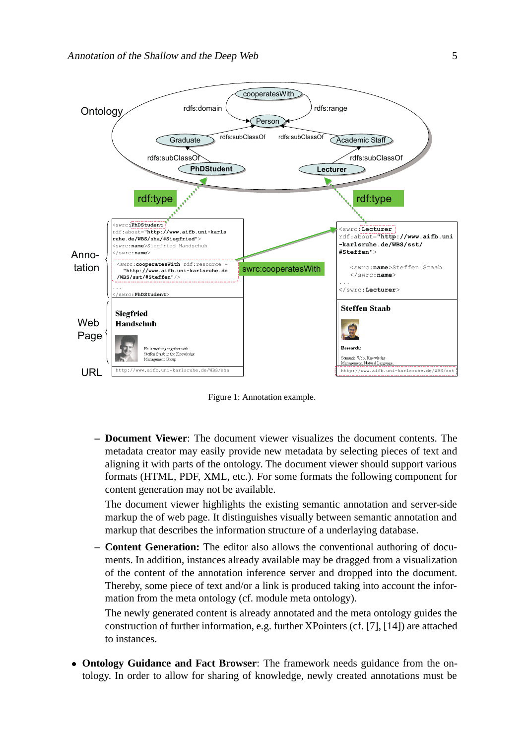Figure 1: Annotation example.

- **Document Viewer**: The document viewer visualizes the document contents. The metadata creator may easily provide new metadata by selecting pieces of text and aligning it with parts of the ontology. The document viewer should support various formats (HTML, PDF, XML, etc.). For some formats the following component for content generation may not be available.

  The document viewer highlights the existing semantic annotation and server-side markup the of web page. It distinguishes visually between semantic annotation and markup that describes the information structure of a underlaying database.

- **Content Generation:** The editor also allows the conventional authoring of documents. In addition, instances already available may be dragged from a visualization of the content of the annotation inference server and dropped into the document. Thereby, some piece of text and/or a link is produced taking into account the information from the meta ontology (cf. module meta ontology).

  The newly generated content is already annotated and the meta ontology guides the construction of further information, e.g. further XPointers (cf. [7], [14]) are attached to instances.

- **Ontology Guidance and Fact Browser**: The framework needs guidance from the ontology. In order to allow for sharing of knowledge, newly created annotations must be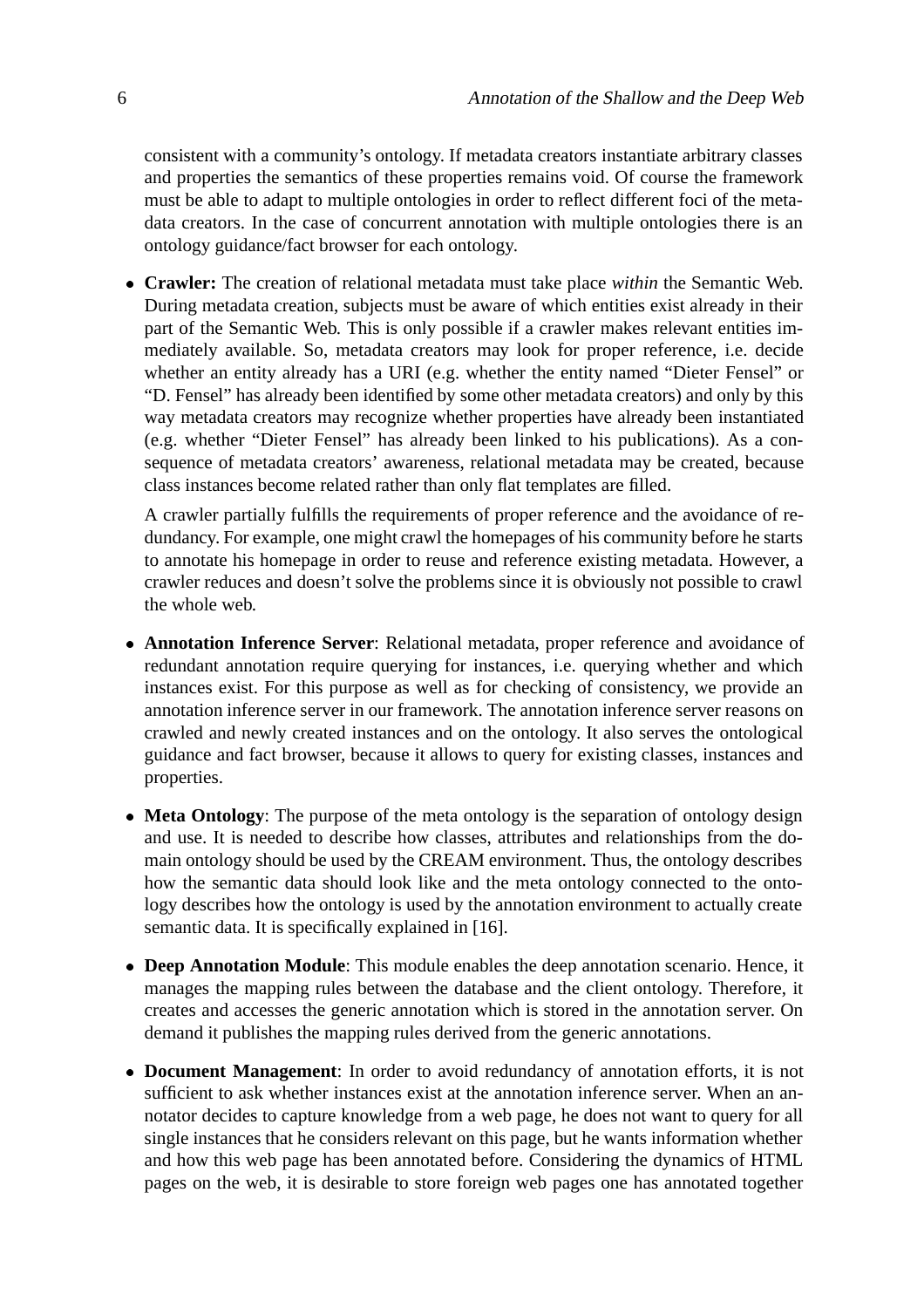consistent with a community's ontology. If metadata creators instantiate arbitrary classes and properties the semantics of these properties remains void. Of course the framework must be able to adapt to multiple ontologies in order to reflect different foci of the metadata creators. In the case of concurrent annotation with multiple ontologies there is an ontology guidance/fact browser for each ontology.

- **Crawler:** The creation of relational metadata must take place *within* the Semantic Web. During metadata creation, subjects must be aware of which entities exist already in their part of the Semantic Web. This is only possible if a crawler makes relevant entities immediately available. So, metadata creators may look for proper reference, i.e. decide whether an entity already has a URI (e.g. whether the entity named "Dieter Fensel" or "D. Fensel" has already been identified by some other metadata creators) and only by this way metadata creators may recognize whether properties have already been instantiated (e.g. whether "Dieter Fensel" has already been linked to his publications). As a consequence of metadata creators' awareness, relational metadata may be created, because class instances become related rather than only flat templates are filled.

  A crawler partially fulfills the requirements of proper reference and the avoidance of redundancy. For example, one might crawl the homepages of his community before he starts to annotate his homepage in order to reuse and reference existing metadata. However, a crawler reduces and doesn't solve the problems since it is obviously not possible to crawl the whole web.

- **Annotation Inference Server**: Relational metadata, proper reference and avoidance of redundant annotation require querying for instances, i.e. querying whether and which instances exist. For this purpose as well as for checking of consistency, we provide an annotation inference server in our framework. The annotation inference server reasons on crawled and newly created instances and on the ontology. It also serves the ontological guidance and fact browser, because it allows to query for existing classes, instances and properties.

- **Meta Ontology**: The purpose of the meta ontology is the separation of ontology design and use. It is needed to describe how classes, attributes and relationships from the domain ontology should be used by the CREAM environment. Thus, the ontology describes how the semantic data should look like and the meta ontology connected to the ontology describes how the ontology is used by the annotation environment to actually create semantic data. It is specifically explained in [16].

- **Deep Annotation Module**: This module enables the deep annotation scenario. Hence, it manages the mapping rules between the database and the client ontology. Therefore, it creates and accesses the generic annotation which is stored in the annotation server. On demand it publishes the mapping rules derived from the generic annotations.

- **Document Management**: In order to avoid redundancy of annotation efforts, it is not sufficient to ask whether instances exist at the annotation inference server. When an annotator decides to capture knowledge from a web page, he does not want to query for all single instances that he considers relevant on this page, but he wants information whether and how this web page has been annotated before. Considering the dynamics of HTML pages on the web, it is desirable to store foreign web pages one has annotated together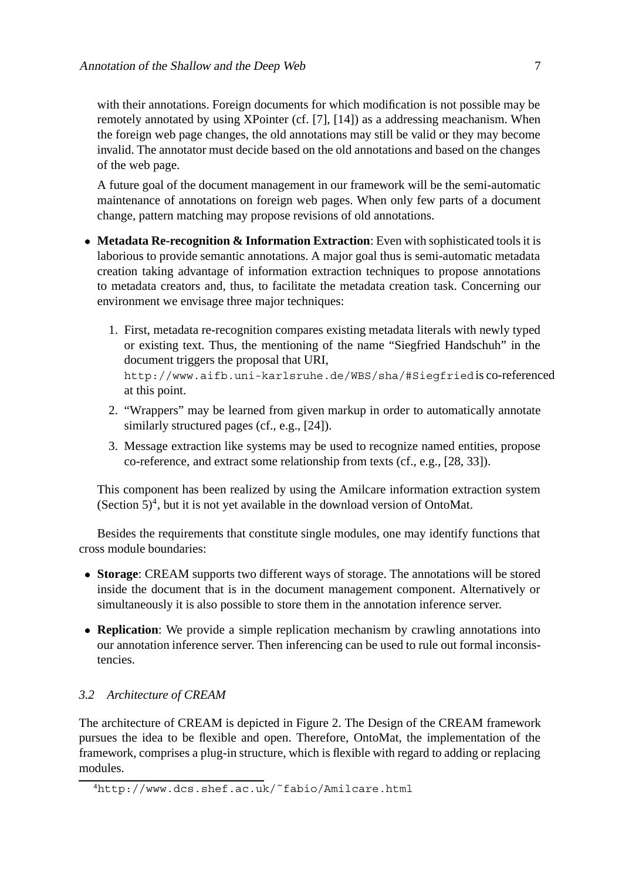with their annotations. Foreign documents for which modification is not possible may be remotely annotated by using XPointer (cf. [7], [14]) as a addressing meachanism. When the foreign web page changes, the old annotations may still be valid or they may become invalid. The annotator must decide based on the old annotations and based on the changes of the web page.

A future goal of the document management in our framework will be the semi-automatic maintenance of annotations on foreign web pages. When only few parts of a document change, pattern matching may propose revisions of old annotations.

- **Metadata Re-recognition & Information Extraction**: Even with sophisticated tools it is laborious to provide semantic annotations. A major goal thus is semi-automatic metadata creation taking advantage of information extraction techniques to propose annotations to metadata creators and, thus, to facilitate the metadata creation task. Concerning our environment we envisage three major techniques:

  1. First, metadata re-recognition compares existing metadata literals with newly typed or existing text. Thus, the mentioning of the name "Siegfried Handschuh" in the document triggers the proposal that URI, `http://www.aifb.uni-karlsruhe.de/WBS/sha/#Siegfried` is co-referenced at this point.
  2. "Wrappers" may be learned from given markup in order to automatically annotate similarly structured pages (cf., e.g., [24]).
  3. Message extraction like systems may be used to recognize named entities, propose co-reference, and extract some relationship from texts (cf., e.g., [28, 33]).

  This component has been realized by using the Amilcare information extraction system (Section 5)[4], but it is not yet available in the download version of OntoMat.

Besides the requirements that constitute single modules, one may identify functions that cross module boundaries:

- **Storage**: CREAM supports two different ways of storage. The annotations will be stored inside the document that is in the document management component. Alternatively or simultaneously it is also possible to store them in the annotation inference server.
- **Replication**: We provide a simple replication mechanism by crawling annotations into our annotation inference server. Then inferencing can be used to rule out formal inconsistencies.

### *3.2 Architecture of CREAM*

The architecture of CREAM is depicted in Figure 2. The Design of the CREAM framework pursues the idea to be flexible and open. Therefore, OntoMat, the implementation of the framework, comprises a plug-in structure, which is flexible with regard to adding or replacing modules.

[4] `http://www.dcs.shef.ac.uk/~fabio/Amilcare.html`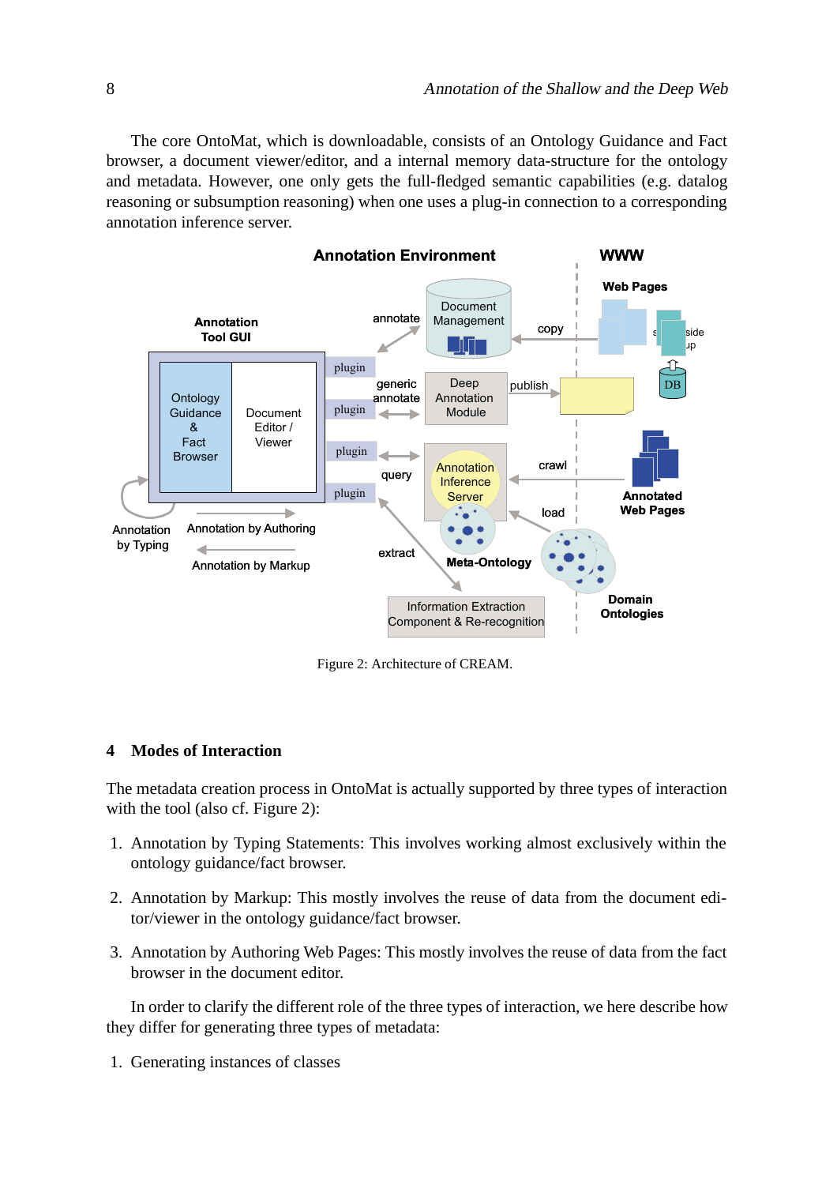The core OntoMat, which is downloadable, consists of an Ontology Guidance and Fact browser, a document viewer/editor, and a internal memory data-structure for the ontology and metadata. However, one only gets the full-fledged semantic capabilities (e.g. datalog reasoning or subsumption reasoning) when one uses a plug-in connection to a corresponding annotation inference server.

Figure 2: Architecture of CREAM.

## 4 Modes of Interaction

The metadata creation process in OntoMat is actually supported by three types of interaction with the tool (also cf. Figure 2):

1. Annotation by Typing Statements: This involves working almost exclusively within the ontology guidance/fact browser.
2. Annotation by Markup: This mostly involves the reuse of data from the document editor/viewer in the ontology guidance/fact browser.
3. Annotation by Authoring Web Pages: This mostly involves the reuse of data from the fact browser in the document editor.

In order to clarify the different role of the three types of interaction, we here describe how they differ for generating three types of metadata:

1. Generating instances of classes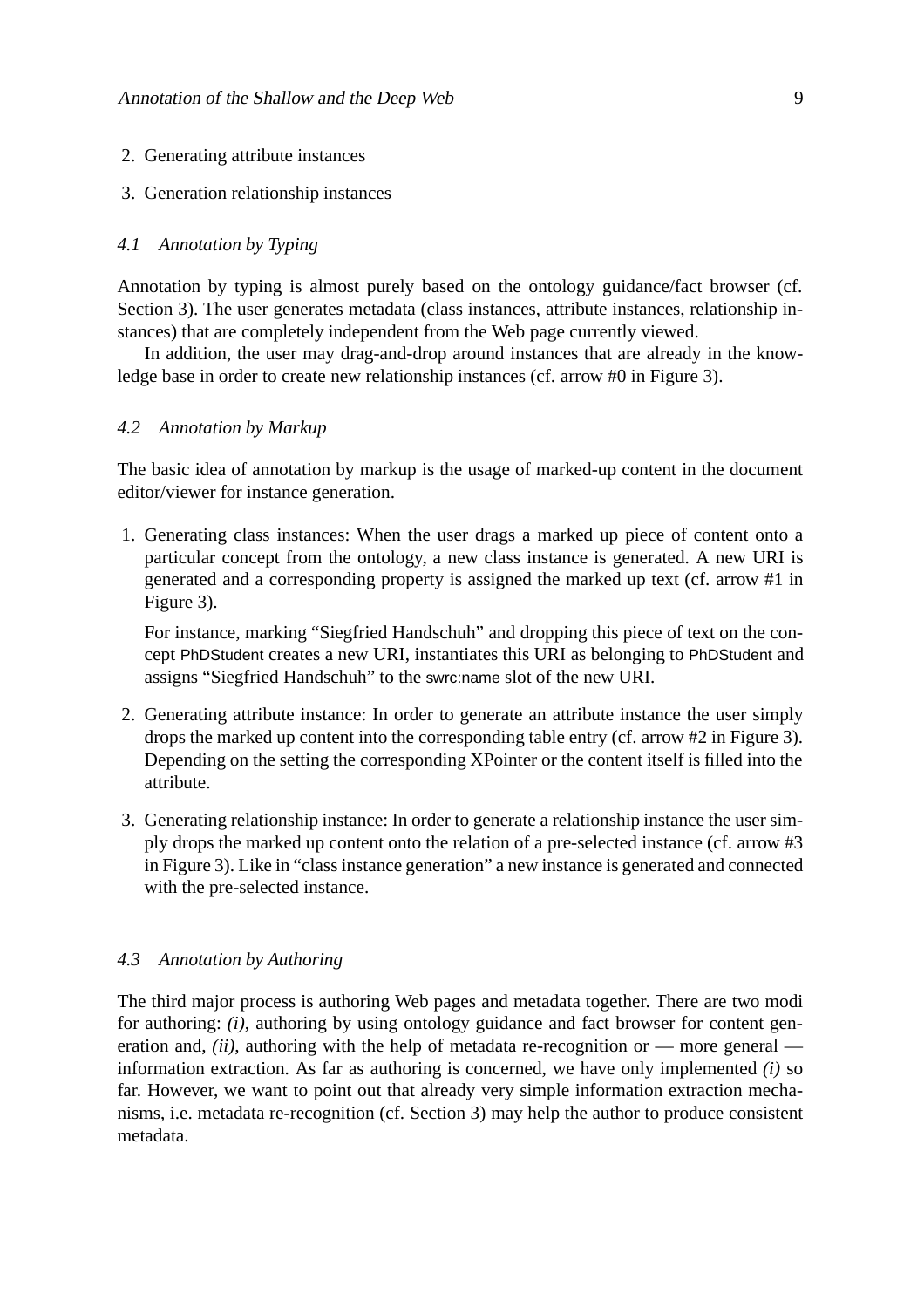2. Generating attribute instances
3. Generation relationship instances

### 4.1 Annotation by Typing

Annotation by typing is almost purely based on the ontology guidance/fact browser (cf. Section 3). The user generates metadata (class instances, attribute instances, relationship instances) that are completely independent from the Web page currently viewed.

In addition, the user may drag-and-drop around instances that are already in the knowledge base in order to create new relationship instances (cf. arrow #0 in Figure 3).

### 4.2 Annotation by Markup

The basic idea of annotation by markup is the usage of marked-up content in the document editor/viewer for instance generation.

1. Generating class instances: When the user drags a marked up piece of content onto a particular concept from the ontology, a new class instance is generated. A new URI is generated and a corresponding property is assigned the marked up text (cf. arrow #1 in Figure 3).

   For instance, marking "Siegfried Handschuh" and dropping this piece of text on the concept PhDStudent creates a new URI, instantiates this URI as belonging to PhDStudent and assigns "Siegfried Handschuh" to the swrc:name slot of the new URI.

2. Generating attribute instance: In order to generate an attribute instance the user simply drops the marked up content into the corresponding table entry (cf. arrow #2 in Figure 3). Depending on the setting the corresponding XPointer or the content itself is filled into the attribute.

3. Generating relationship instance: In order to generate a relationship instance the user simply drops the marked up content onto the relation of a pre-selected instance (cf. arrow #3 in Figure 3). Like in "class instance generation" a new instance is generated and connected with the pre-selected instance.

### 4.3 Annotation by Authoring

The third major process is authoring Web pages and metadata together. There are two modi for authoring: *(i)*, authoring by using ontology guidance and fact browser for content generation and, *(ii)*, authoring with the help of metadata re-recognition or — more general — information extraction. As far as authoring is concerned, we have only implemented *(i)* so far. However, we want to point out that already very simple information extraction mechanisms, i.e. metadata re-recognition (cf. Section 3) may help the author to produce consistent metadata.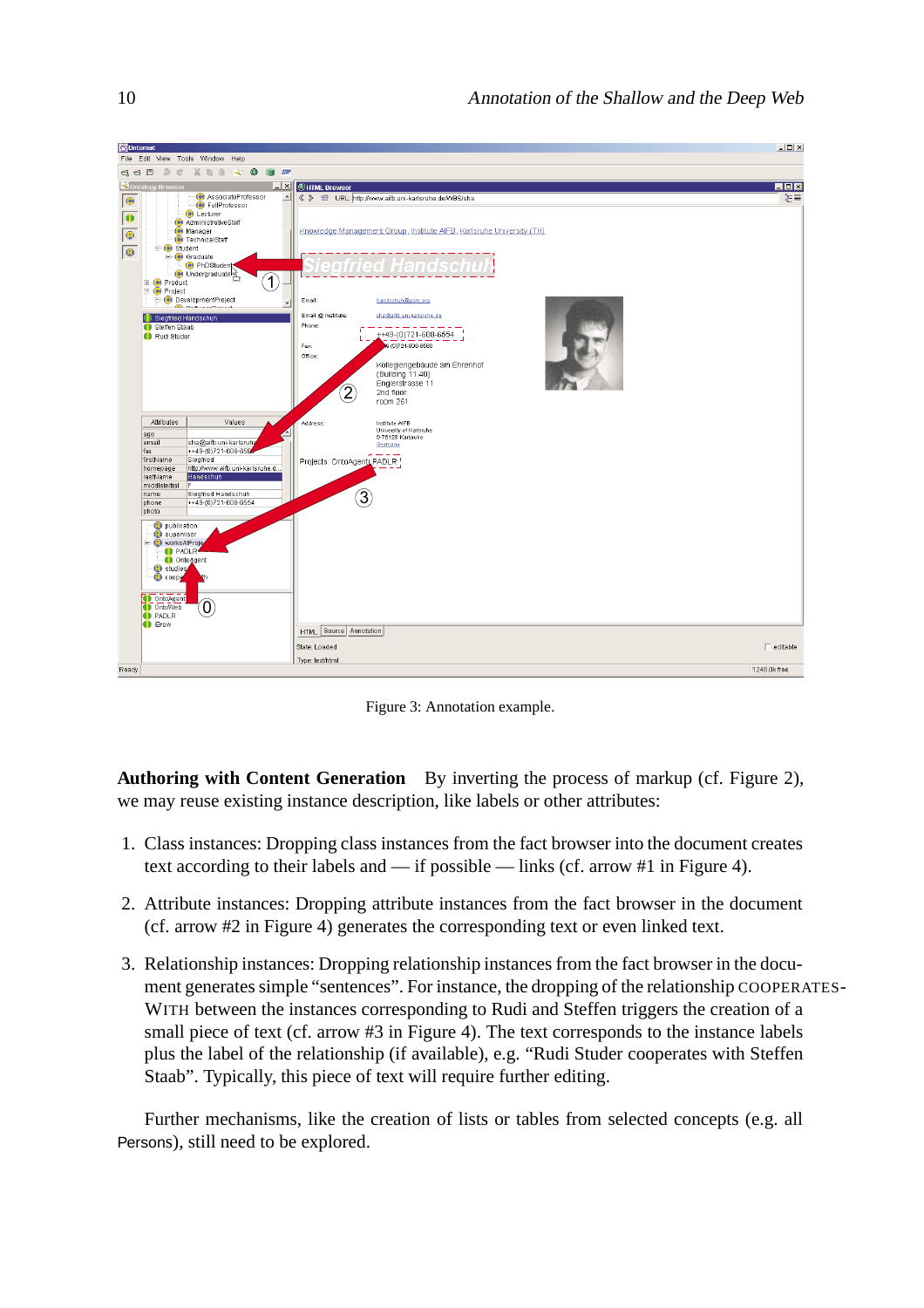Figure 3: Annotation example.

**Authoring with Content Generation** By inverting the process of markup (cf. Figure 2), we may reuse existing instance description, like labels or other attributes:

1. Class instances: Dropping class instances from the fact browser into the document creates text according to their labels and — if possible — links (cf. arrow #1 in Figure 4).
2. Attribute instances: Dropping attribute instances from the fact browser in the document (cf. arrow #2 in Figure 4) generates the corresponding text or even linked text.
3. Relationship instances: Dropping relationship instances from the fact browser in the document generates simple "sentences". For instance, the dropping of the relationship COOPERATES-WITH between the instances corresponding to Rudi and Steffen triggers the creation of a small piece of text (cf. arrow #3 in Figure 4). The text corresponds to the instance labels plus the label of the relationship (if available), e.g. "Rudi Studer cooperates with Steffen Staab". Typically, this piece of text will require further editing.

Further mechanisms, like the creation of lists or tables from selected concepts (e.g. all Persons), still need to be explored.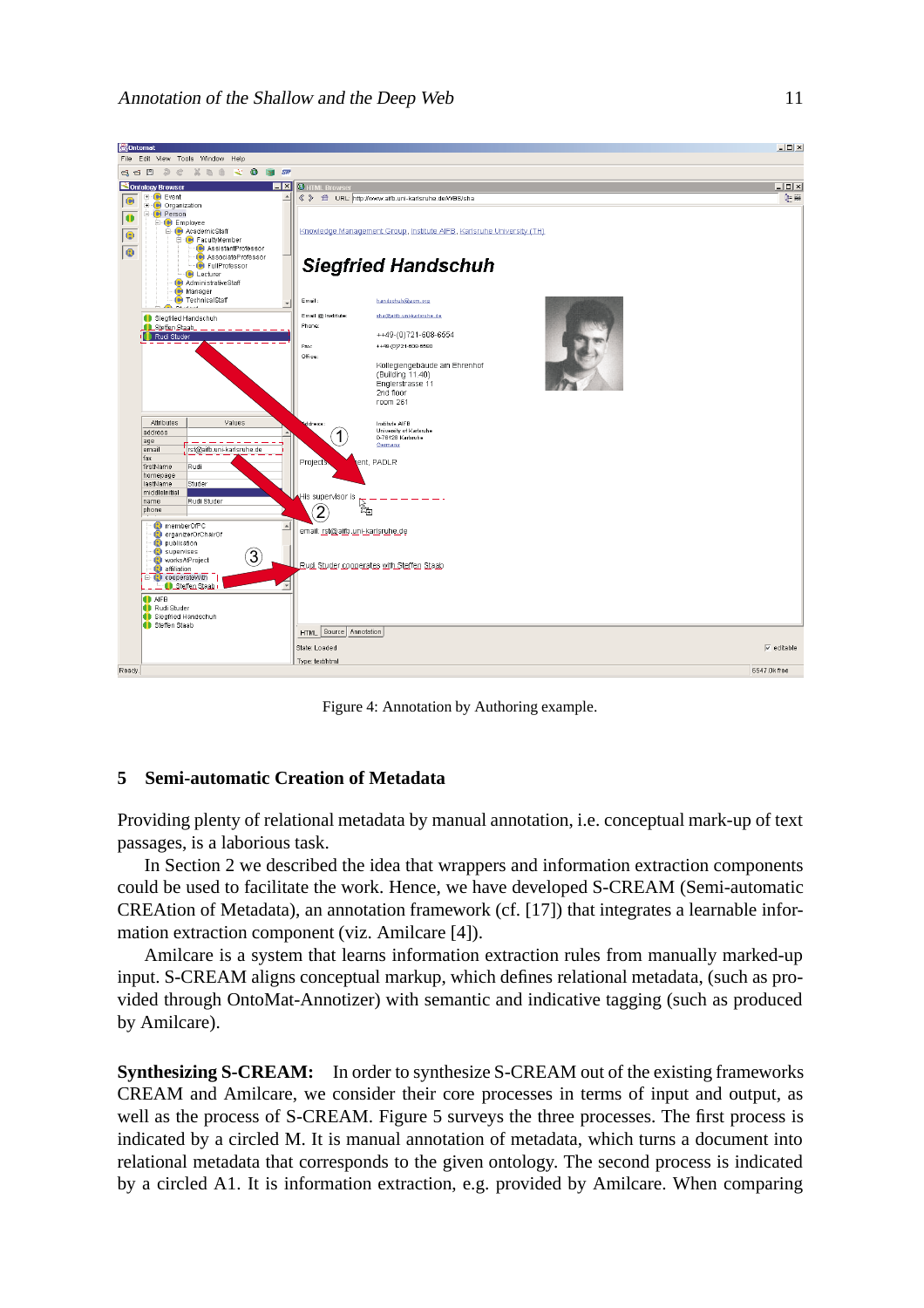Figure 4: Annotation by Authoring example.

## 5 Semi-automatic Creation of Metadata

Providing plenty of relational metadata by manual annotation, i.e. conceptual mark-up of text passages, is a laborious task.

In Section 2 we described the idea that wrappers and information extraction components could be used to facilitate the work. Hence, we have developed S-CREAM (Semi-automatic CREAtion of Metadata), an annotation framework (cf. [17]) that integrates a learnable information extraction component (viz. Amilcare [4]).

Amilcare is a system that learns information extraction rules from manually marked-up input. S-CREAM aligns conceptual markup, which defines relational metadata, (such as provided through OntoMat-Annotizer) with semantic and indicative tagging (such as produced by Amilcare).

**Synthesizing S-CREAM:** In order to synthesize S-CREAM out of the existing frameworks CREAM and Amilcare, we consider their core processes in terms of input and output, as well as the process of S-CREAM. Figure 5 surveys the three processes. The first process is indicated by a circled M. It is manual annotation of metadata, which turns a document into relational metadata that corresponds to the given ontology. The second process is indicated by a circled A1. It is information extraction, e.g. provided by Amilcare. When comparing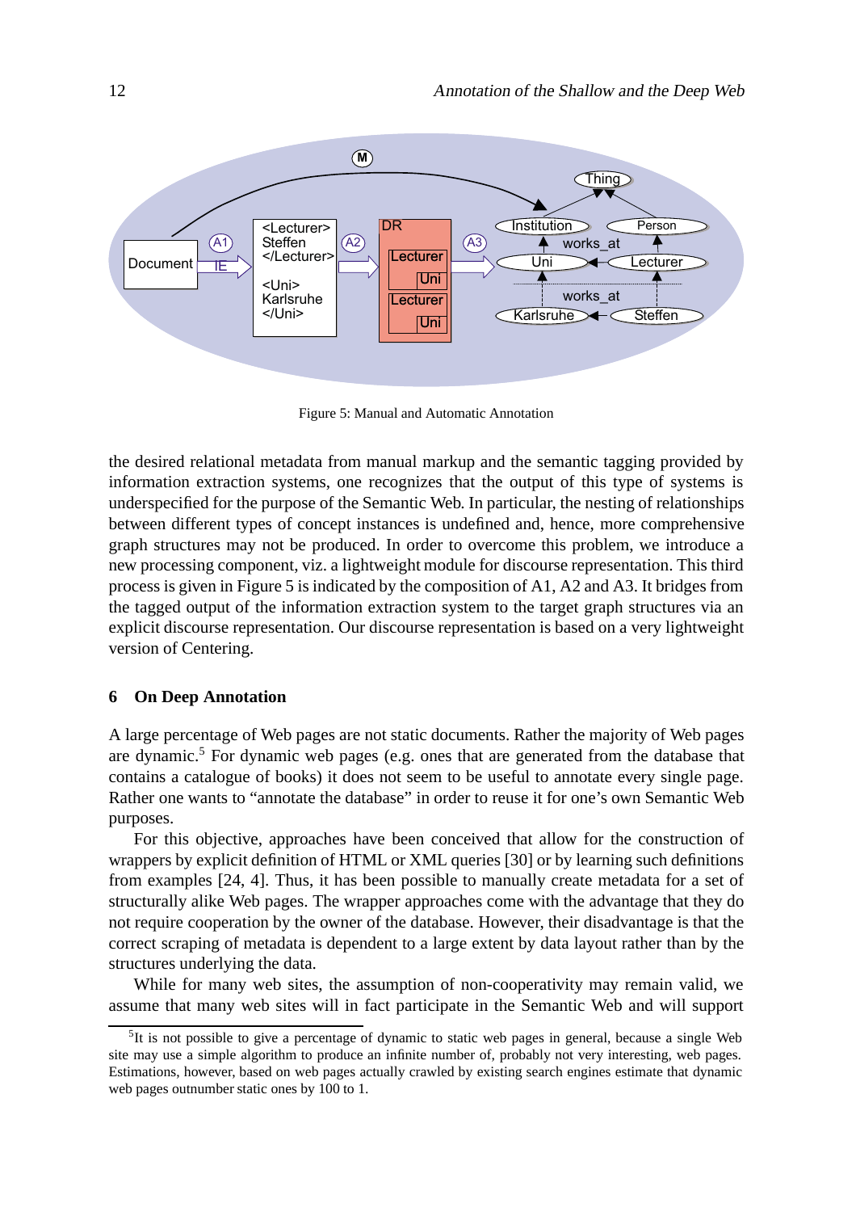Figure 5: Manual and Automatic Annotation

the desired relational metadata from manual markup and the semantic tagging provided by information extraction systems, one recognizes that the output of this type of systems is underspecified for the purpose of the Semantic Web. In particular, the nesting of relationships between different types of concept instances is undefined and, hence, more comprehensive graph structures may not be produced. In order to overcome this problem, we introduce a new processing component, viz. a lightweight module for discourse representation. This third process is given in Figure 5 is indicated by the composition of A1, A2 and A3. It bridges from the tagged output of the information extraction system to the target graph structures via an explicit discourse representation. Our discourse representation is based on a very lightweight version of Centering.

## 6 On Deep Annotation

A large percentage of Web pages are not static documents. Rather the majority of Web pages are dynamic.[5] For dynamic web pages (e.g. ones that are generated from the database that contains a catalogue of books) it does not seem to be useful to annotate every single page. Rather one wants to "annotate the database" in order to reuse it for one's own Semantic Web purposes.

For this objective, approaches have been conceived that allow for the construction of wrappers by explicit definition of HTML or XML queries [30] or by learning such definitions from examples [24, 4]. Thus, it has been possible to manually create metadata for a set of structurally alike Web pages. The wrapper approaches come with the advantage that they do not require cooperation by the owner of the database. However, their disadvantage is that the correct scraping of metadata is dependent to a large extent by data layout rather than by the structures underlying the data.

While for many web sites, the assumption of non-cooperativity may remain valid, we assume that many web sites will in fact participate in the Semantic Web and will support

[5] It is not possible to give a percentage of dynamic to static web pages in general, because a single Web site may use a simple algorithm to produce an infinite number of, probably not very interesting, web pages. Estimations, however, based on web pages actually crawled by existing search engines estimate that dynamic web pages outnumber static ones by 100 to 1.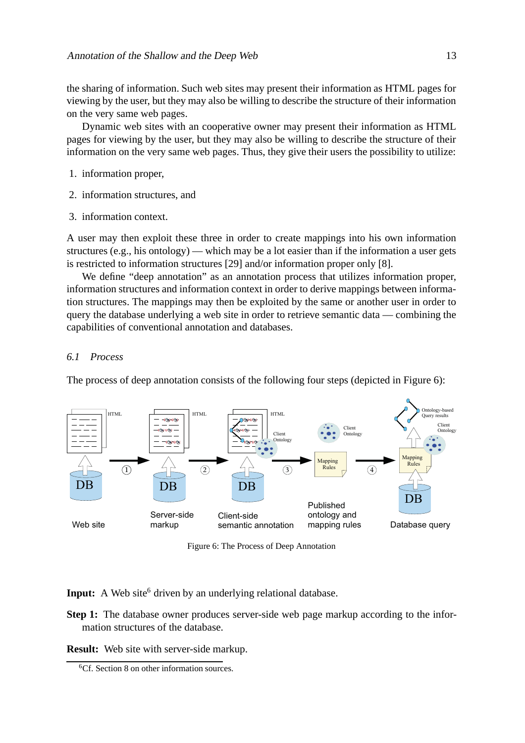the sharing of information. Such web sites may present their information as HTML pages for viewing by the user, but they may also be willing to describe the structure of their information on the very same web pages.

Dynamic web sites with an cooperative owner may present their information as HTML pages for viewing by the user, but they may also be willing to describe the structure of their information on the very same web pages. Thus, they give their users the possibility to utilize:

1. information proper,
2. information structures, and
3. information context.

A user may then exploit these three in order to create mappings into his own information structures (e.g., his ontology) — which may be a lot easier than if the information a user gets is restricted to information structures [29] and/or information proper only [8].

We define "deep annotation" as an annotation process that utilizes information proper, information structures and information context in order to derive mappings between information structures. The mappings may then be exploited by the same or another user in order to query the database underlying a web site in order to retrieve semantic data — combining the capabilities of conventional annotation and databases.

### *6.1 Process*

The process of deep annotation consists of the following four steps (depicted in Figure 6):

Figure 6: The Process of Deep Annotation

**Input:** A Web site[6] driven by an underlying relational database.

**Step 1:** The database owner produces server-side web page markup according to the information structures of the database.

**Result:** Web site with server-side markup.

[6] Cf. Section 8 on other information sources.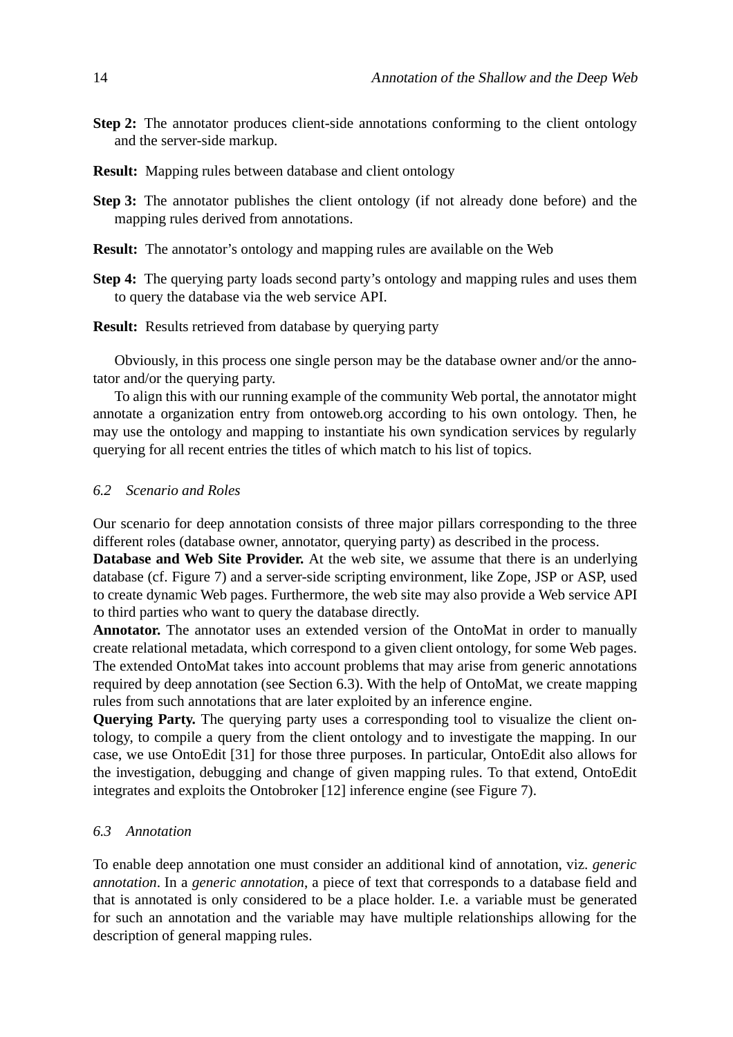**Step 2:** The annotator produces client-side annotations conforming to the client ontology and the server-side markup.

**Result:** Mapping rules between database and client ontology

**Step 3:** The annotator publishes the client ontology (if not already done before) and the mapping rules derived from annotations.

**Result:** The annotator's ontology and mapping rules are available on the Web

**Step 4:** The querying party loads second party's ontology and mapping rules and uses them to query the database via the web service API.

**Result:** Results retrieved from database by querying party

Obviously, in this process one single person may be the database owner and/or the annotator and/or the querying party.

To align this with our running example of the community Web portal, the annotator might annotate a organization entry from ontoweb.org according to his own ontology. Then, he may use the ontology and mapping to instantiate his own syndication services by regularly querying for all recent entries the titles of which match to his list of topics.

### *6.2 Scenario and Roles*

Our scenario for deep annotation consists of three major pillars corresponding to the three different roles (database owner, annotator, querying party) as described in the process.

**Database and Web Site Provider.** At the web site, we assume that there is an underlying database (cf. Figure 7) and a server-side scripting environment, like Zope, JSP or ASP, used to create dynamic Web pages. Furthermore, the web site may also provide a Web service API to third parties who want to query the database directly.

**Annotator.** The annotator uses an extended version of the OntoMat in order to manually create relational metadata, which correspond to a given client ontology, for some Web pages. The extended OntoMat takes into account problems that may arise from generic annotations required by deep annotation (see Section 6.3). With the help of OntoMat, we create mapping rules from such annotations that are later exploited by an inference engine.

**Querying Party.** The querying party uses a corresponding tool to visualize the client ontology, to compile a query from the client ontology and to investigate the mapping. In our case, we use OntoEdit [31] for those three purposes. In particular, OntoEdit also allows for the investigation, debugging and change of given mapping rules. To that extend, OntoEdit integrates and exploits the Ontobroker [12] inference engine (see Figure 7).

### *6.3 Annotation*

To enable deep annotation one must consider an additional kind of annotation, viz. *generic annotation*. In a *generic annotation*, a piece of text that corresponds to a database field and that is annotated is only considered to be a place holder. I.e. a variable must be generated for such an annotation and the variable may have multiple relationships allowing for the description of general mapping rules.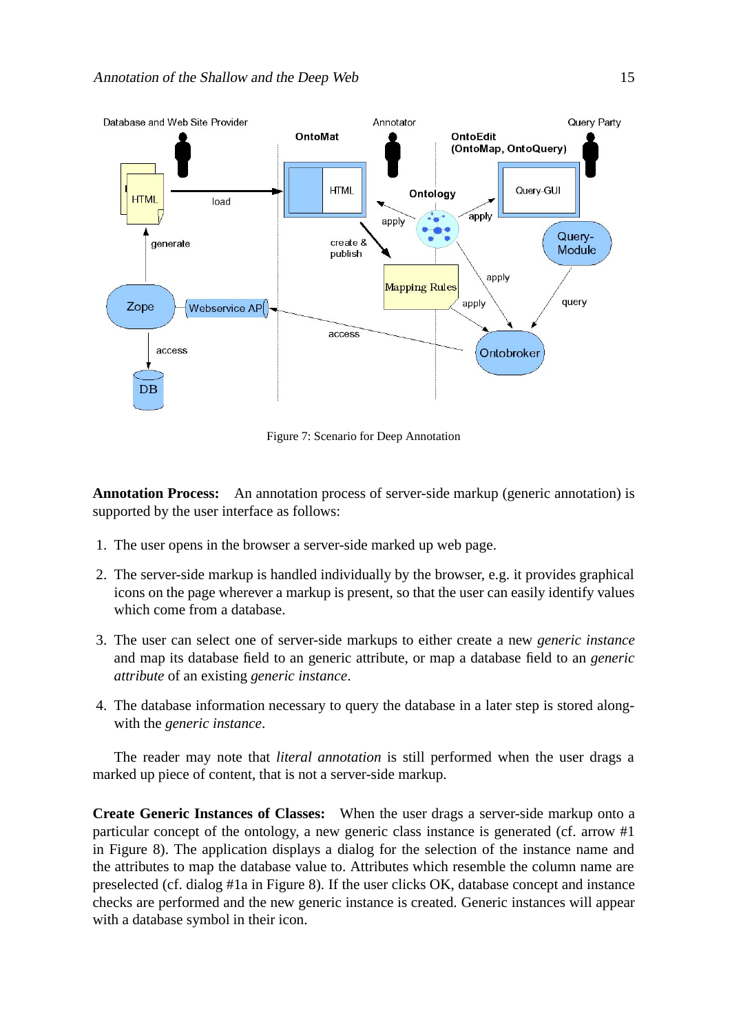Figure 7: Scenario for Deep Annotation

**Annotation Process:** An annotation process of server-side markup (generic annotation) is supported by the user interface as follows:

1. The user opens in the browser a server-side marked up web page.
2. The server-side markup is handled individually by the browser, e.g. it provides graphical icons on the page wherever a markup is present, so that the user can easily identify values which come from a database.
3. The user can select one of server-side markups to either create a new *generic instance* and map its database field to an generic attribute, or map a database field to an *generic attribute* of an existing *generic instance*.
4. The database information necessary to query the database in a later step is stored alongwith the *generic instance*.

The reader may note that *literal annotation* is still performed when the user drags a marked up piece of content, that is not a server-side markup.

**Create Generic Instances of Classes:** When the user drags a server-side markup onto a particular concept of the ontology, a new generic class instance is generated (cf. arrow #1 in Figure 8). The application displays a dialog for the selection of the instance name and the attributes to map the database value to. Attributes which resemble the column name are preselected (cf. dialog #1a in Figure 8). If the user clicks OK, database concept and instance checks are performed and the new generic instance is created. Generic instances will appear with a database symbol in their icon.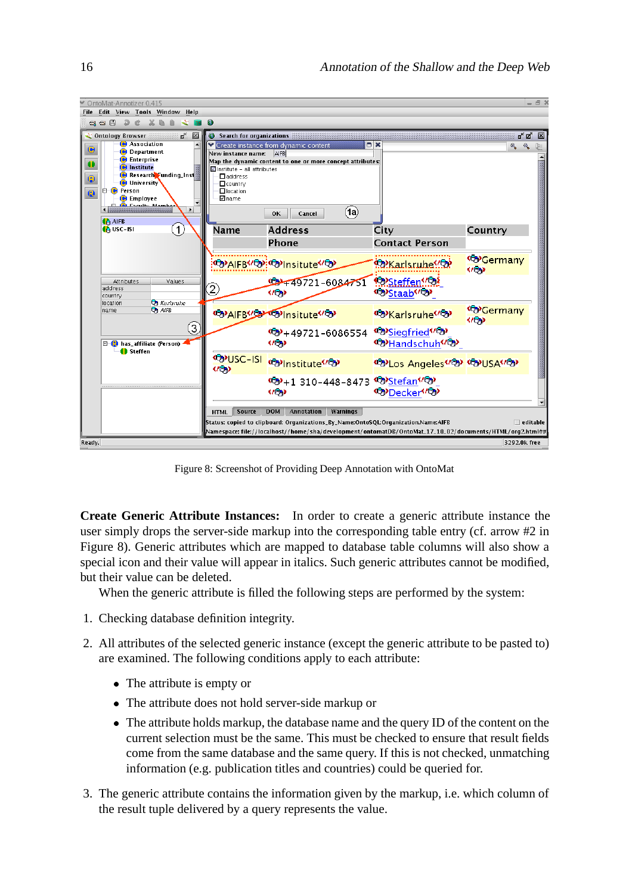Figure 8: Screenshot of Providing Deep Annotation with OntoMat

**Create Generic Attribute Instances:** In order to create a generic attribute instance the user simply drops the server-side markup into the corresponding table entry (cf. arrow #2 in Figure 8). Generic attributes which are mapped to database table columns will also show a special icon and their value will appear in italics. Such generic attributes cannot be modified, but their value can be deleted.

When the generic attribute is filled the following steps are performed by the system:

1. Checking database definition integrity.
2. All attributes of the selected generic instance (except the generic attribute to be pasted to) are examined. The following conditions apply to each attribute:
   - The attribute is empty or
   - The attribute does not hold server-side markup or
   - The attribute holds markup, the database name and the query ID of the content on the current selection must be the same. This must be checked to ensure that result fields come from the same database and the same query. If this is not checked, unmatching information (e.g. publication titles and countries) could be queried for.
3. The generic attribute contains the information given by the markup, i.e. which column of the result tuple delivered by a query represents the value.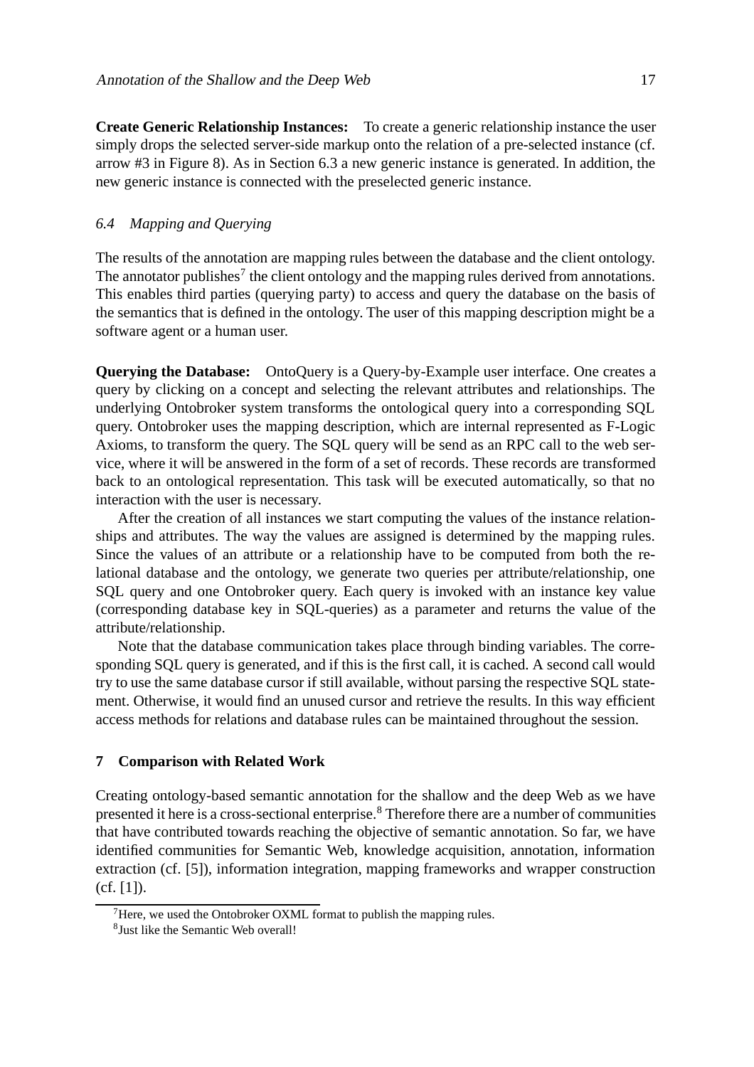**Create Generic Relationship Instances:** To create a generic relationship instance the user simply drops the selected server-side markup onto the relation of a pre-selected instance (cf. arrow #3 in Figure 8). As in Section 6.3 a new generic instance is generated. In addition, the new generic instance is connected with the preselected generic instance.

### *6.4 Mapping and Querying*

The results of the annotation are mapping rules between the database and the client ontology. The annotator publishes[7] the client ontology and the mapping rules derived from annotations. This enables third parties (querying party) to access and query the database on the basis of the semantics that is defined in the ontology. The user of this mapping description might be a software agent or a human user.

**Querying the Database:** OntoQuery is a Query-by-Example user interface. One creates a query by clicking on a concept and selecting the relevant attributes and relationships. The underlying Ontobroker system transforms the ontological query into a corresponding SQL query. Ontobroker uses the mapping description, which are internal represented as F-Logic Axioms, to transform the query. The SQL query will be send as an RPC call to the web service, where it will be answered in the form of a set of records. These records are transformed back to an ontological representation. This task will be executed automatically, so that no interaction with the user is necessary.

After the creation of all instances we start computing the values of the instance relationships and attributes. The way the values are assigned is determined by the mapping rules. Since the values of an attribute or a relationship have to be computed from both the relational database and the ontology, we generate two queries per attribute/relationship, one SQL query and one Ontobroker query. Each query is invoked with an instance key value (corresponding database key in SQL-queries) as a parameter and returns the value of the attribute/relationship.

Note that the database communication takes place through binding variables. The corresponding SQL query is generated, and if this is the first call, it is cached. A second call would try to use the same database cursor if still available, without parsing the respective SQL statement. Otherwise, it would find an unused cursor and retrieve the results. In this way efficient access methods for relations and database rules can be maintained throughout the session.

## 7 Comparison with Related Work

Creating ontology-based semantic annotation for the shallow and the deep Web as we have presented it here is a cross-sectional enterprise.[8] Therefore there are a number of communities that have contributed towards reaching the objective of semantic annotation. So far, we have identified communities for Semantic Web, knowledge acquisition, annotation, information extraction (cf. [5]), information integration, mapping frameworks and wrapper construction (cf. [1]).

[7] Here, we used the Ontobroker OXML format to publish the mapping rules.

[8] Just like the Semantic Web overall!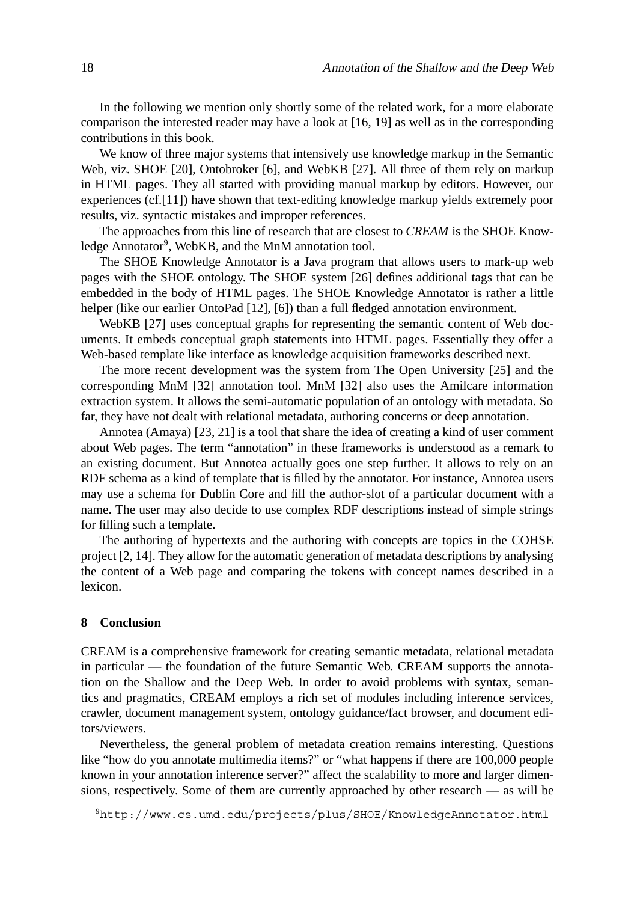In the following we mention only shortly some of the related work, for a more elaborate comparison the interested reader may have a look at [16, 19] as well as in the corresponding contributions in this book.

We know of three major systems that intensively use knowledge markup in the Semantic Web, viz. SHOE [20], Ontobroker [6], and WebKB [27]. All three of them rely on markup in HTML pages. They all started with providing manual markup by editors. However, our experiences (cf.[11]) have shown that text-editing knowledge markup yields extremely poor results, viz. syntactic mistakes and improper references.

The approaches from this line of research that are closest to *CREAM* is the SHOE Knowledge Annotator[9], WebKB, and the MnM annotation tool.

The SHOE Knowledge Annotator is a Java program that allows users to mark-up web pages with the SHOE ontology. The SHOE system [26] defines additional tags that can be embedded in the body of HTML pages. The SHOE Knowledge Annotator is rather a little helper (like our earlier OntoPad [12], [6]) than a full fledged annotation environment.

WebKB [27] uses conceptual graphs for representing the semantic content of Web documents. It embeds conceptual graph statements into HTML pages. Essentially they offer a Web-based template like interface as knowledge acquisition frameworks described next.

The more recent development was the system from The Open University [25] and the corresponding MnM [32] annotation tool. MnM [32] also uses the Amilcare information extraction system. It allows the semi-automatic population of an ontology with metadata. So far, they have not dealt with relational metadata, authoring concerns or deep annotation.

Annotea (Amaya) [23, 21] is a tool that share the idea of creating a kind of user comment about Web pages. The term "annotation" in these frameworks is understood as a remark to an existing document. But Annotea actually goes one step further. It allows to rely on an RDF schema as a kind of template that is filled by the annotator. For instance, Annotea users may use a schema for Dublin Core and fill the author-slot of a particular document with a name. The user may also decide to use complex RDF descriptions instead of simple strings for filling such a template.

The authoring of hypertexts and the authoring with concepts are topics in the COHSE project [2, 14]. They allow for the automatic generation of metadata descriptions by analysing the content of a Web page and comparing the tokens with concept names described in a lexicon.

## 8 Conclusion

CREAM is a comprehensive framework for creating semantic metadata, relational metadata in particular — the foundation of the future Semantic Web. CREAM supports the annotation on the Shallow and the Deep Web. In order to avoid problems with syntax, semantics and pragmatics, CREAM employs a rich set of modules including inference services, crawler, document management system, ontology guidance/fact browser, and document editors/viewers.

Nevertheless, the general problem of metadata creation remains interesting. Questions like "how do you annotate multimedia items?" or "what happens if there are 100,000 people known in your annotation inference server?" affect the scalability to more and larger dimensions, respectively. Some of them are currently approached by other research — as will be

[9] http://www.cs.umd.edu/projects/plus/SHOE/KnowledgeAnnotator.html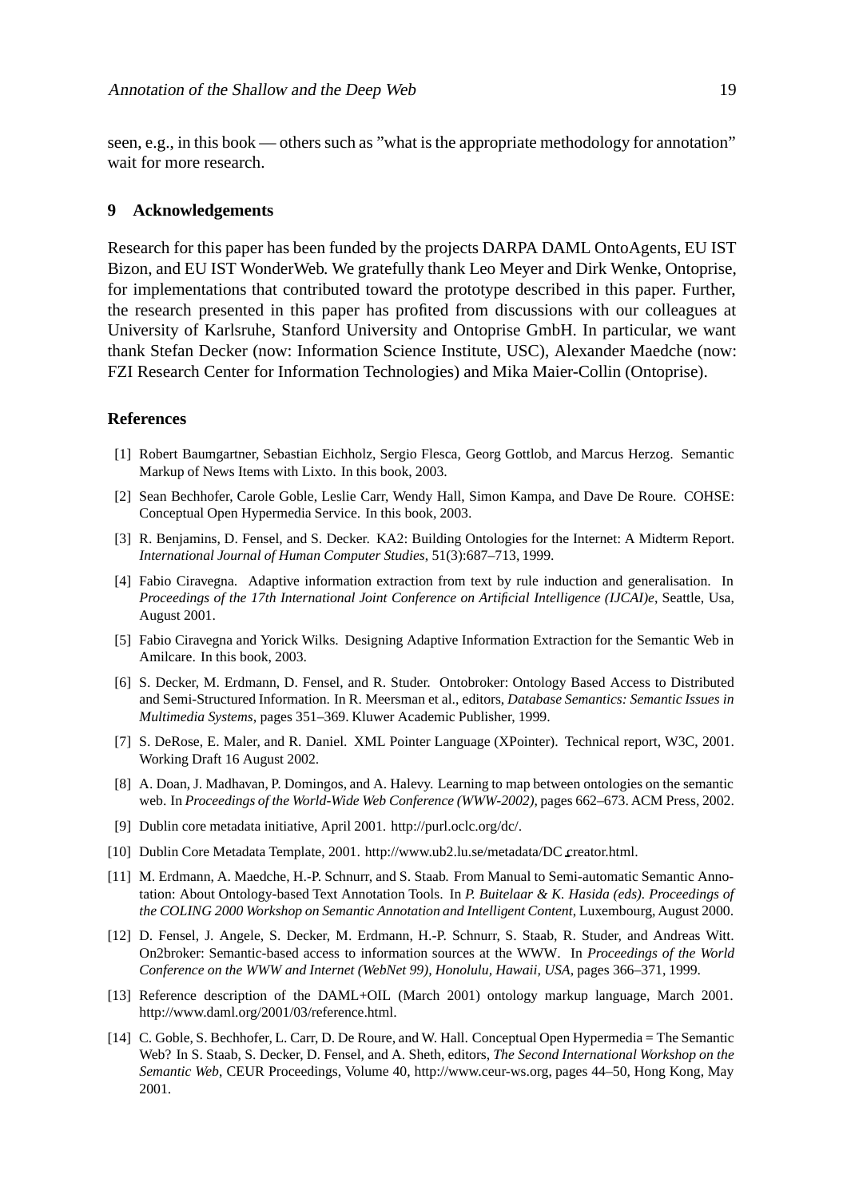seen, e.g., in this book — others such as "what is the appropriate methodology for annotation" wait for more research.

## 9 Acknowledgements

Research for this paper has been funded by the projects DARPA DAML OntoAgents, EU IST Bizon, and EU IST WonderWeb. We gratefully thank Leo Meyer and Dirk Wenke, Ontoprise, for implementations that contributed toward the prototype described in this paper. Further, the research presented in this paper has profited from discussions with our colleagues at University of Karlsruhe, Stanford University and Ontoprise GmbH. In particular, we want thank Stefan Decker (now: Information Science Institute, USC), Alexander Maedche (now: FZI Research Center for Information Technologies) and Mika Maier-Collin (Ontoprise).

## References

[1] Robert Baumgartner, Sebastian Eichholz, Sergio Flesca, Georg Gottlob, and Marcus Herzog. Semantic Markup of News Items with Lixto. In this book, 2003.

[2] Sean Bechhofer, Carole Goble, Leslie Carr, Wendy Hall, Simon Kampa, and Dave De Roure. COHSE: Conceptual Open Hypermedia Service. In this book, 2003.

[3] R. Benjamins, D. Fensel, and S. Decker. KA2: Building Ontologies for the Internet: A Midterm Report. *International Journal of Human Computer Studies*, 51(3):687–713, 1999.

[4] Fabio Ciravegna. Adaptive information extraction from text by rule induction and generalisation. In *Proceedings of the 17th International Joint Conference on Artificial Intelligence (IJCAI)e*, Seattle, Usa, August 2001.

[5] Fabio Ciravegna and Yorick Wilks. Designing Adaptive Information Extraction for the Semantic Web in Amilcare. In this book, 2003.

[6] S. Decker, M. Erdmann, D. Fensel, and R. Studer. Ontobroker: Ontology Based Access to Distributed and Semi-Structured Information. In R. Meersman et al., editors, *Database Semantics: Semantic Issues in Multimedia Systems*, pages 351–369. Kluwer Academic Publisher, 1999.

[7] S. DeRose, E. Maler, and R. Daniel. XML Pointer Language (XPointer). Technical report, W3C, 2001. Working Draft 16 August 2002.

[8] A. Doan, J. Madhavan, P. Domingos, and A. Halevy. Learning to map between ontologies on the semantic web. In *Proceedings of the World-Wide Web Conference (WWW-2002)*, pages 662–673. ACM Press, 2002.

[9] Dublin core metadata initiative, April 2001. http://purl.oclc.org/dc/.

[10] Dublin Core Metadata Template, 2001. http://www.ub2.lu.se/metadata/DC_creator.html.

[11] M. Erdmann, A. Maedche, H.-P. Schnurr, and S. Staab. From Manual to Semi-automatic Semantic Annotation: About Ontology-based Text Annotation Tools. In *P. Buitelaar & K. Hasida (eds). Proceedings of the COLING 2000 Workshop on Semantic Annotation and Intelligent Content*, Luxembourg, August 2000.

[12] D. Fensel, J. Angele, S. Decker, M. Erdmann, H.-P. Schnurr, S. Staab, R. Studer, and Andreas Witt. On2broker: Semantic-based access to information sources at the WWW. In *Proceedings of the World Conference on the WWW and Internet (WebNet 99), Honolulu, Hawaii, USA*, pages 366–371, 1999.

[13] Reference description of the DAML+OIL (March 2001) ontology markup language, March 2001. http://www.daml.org/2001/03/reference.html.

[14] C. Goble, S. Bechhofer, L. Carr, D. De Roure, and W. Hall. Conceptual Open Hypermedia = The Semantic Web? In S. Staab, S. Decker, D. Fensel, and A. Sheth, editors, *The Second International Workshop on the Semantic Web*, CEUR Proceedings, Volume 40, http://www.ceur-ws.org, pages 44–50, Hong Kong, May 2001.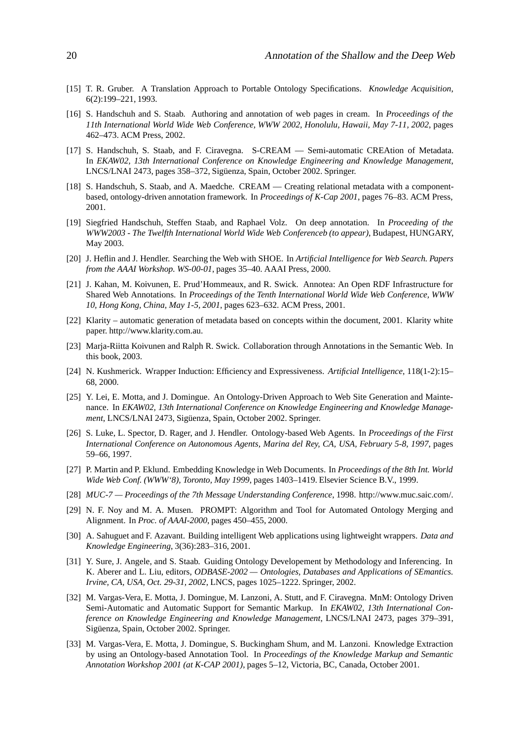[15] T. R. Gruber. A Translation Approach to Portable Ontology Specifications. *Knowledge Acquisition*, 6(2):199–221, 1993.

[16] S. Handschuh and S. Staab. Authoring and annotation of web pages in cream. In *Proceedings of the 11th International World Wide Web Conference, WWW 2002, Honolulu, Hawaii, May 7-11, 2002*, pages 462–473. ACM Press, 2002.

[17] S. Handschuh, S. Staab, and F. Ciravegna. S-CREAM — Semi-automatic CREAtion of Metadata. In *EKAW02, 13th International Conference on Knowledge Engineering and Knowledge Management*, LNCS/LNAI 2473, pages 358–372, Sigüenza, Spain, October 2002. Springer.

[18] S. Handschuh, S. Staab, and A. Maedche. CREAM — Creating relational metadata with a component-based, ontology-driven annotation framework. In *Proceedings of K-Cap 2001*, pages 76–83. ACM Press, 2001.

[19] Siegfried Handschuh, Steffen Staab, and Raphael Volz. On deep annotation. In *Proceeding of the WWW2003 - The Twelfth International World Wide Web Conferenceb (to appear)*, Budapest, HUNGARY, May 2003.

[20] J. Heflin and J. Hendler. Searching the Web with SHOE. In *Artificial Intelligence for Web Search. Papers from the AAAI Workshop. WS-00-01*, pages 35–40. AAAI Press, 2000.

[21] J. Kahan, M. Koivunen, E. Prud'Hommeaux, and R. Swick. Annotea: An Open RDF Infrastructure for Shared Web Annotations. In *Proceedings of the Tenth International World Wide Web Conference, WWW 10, Hong Kong, China, May 1-5, 2001*, pages 623–632. ACM Press, 2001.

[22] Klarity – automatic generation of metadata based on concepts within the document, 2001. Klarity white paper. http://www.klarity.com.au.

[23] Marja-Riitta Koivunen and Ralph R. Swick. Collaboration through Annotations in the Semantic Web. In this book, 2003.

[24] N. Kushmerick. Wrapper Induction: Efficiency and Expressiveness. *Artificial Intelligence*, 118(1-2):15–68, 2000.

[25] Y. Lei, E. Motta, and J. Domingue. An Ontology-Driven Approach to Web Site Generation and Maintenance. In *EKAW02, 13th International Conference on Knowledge Engineering and Knowledge Management*, LNCS/LNAI 2473, Sigüenza, Spain, October 2002. Springer.

[26] S. Luke, L. Spector, D. Rager, and J. Hendler. Ontology-based Web Agents. In *Proceedings of the First International Conference on Autonomous Agents, Marina del Rey, CA, USA, February 5-8, 1997*, pages 59–66, 1997.

[27] P. Martin and P. Eklund. Embedding Knowledge in Web Documents. In *Proceedings of the 8th Int. World Wide Web Conf. (WWW'8), Toronto, May 1999*, pages 1403–1419. Elsevier Science B.V., 1999.

[28] *MUC-7 — Proceedings of the 7th Message Understanding Conference*, 1998. http://www.muc.saic.com/.

[29] N. F. Noy and M. A. Musen. PROMPT: Algorithm and Tool for Automated Ontology Merging and Alignment. In *Proc. of AAAI-2000*, pages 450–455, 2000.

[30] A. Sahuguet and F. Azavant. Building intelligent Web applications using lightweight wrappers. *Data and Knowledge Engineering*, 3(36):283–316, 2001.

[31] Y. Sure, J. Angele, and S. Staab. Guiding Ontology Developement by Methodology and Inferencing. In K. Aberer and L. Liu, editors, *ODBASE-2002 — Ontologies, Databases and Applications of SEmantics. Irvine, CA, USA, Oct. 29-31, 2002*, LNCS, pages 1025–1222. Springer, 2002.

[32] M. Vargas-Vera, E. Motta, J. Domingue, M. Lanzoni, A. Stutt, and F. Ciravegna. MnM: Ontology Driven Semi-Automatic and Automatic Support for Semantic Markup. In *EKAW02, 13th International Conference on Knowledge Engineering and Knowledge Management*, LNCS/LNAI 2473, pages 379–391, Sigüenza, Spain, October 2002. Springer.

[33] M. Vargas-Vera, E. Motta, J. Domingue, S. Buckingham Shum, and M. Lanzoni. Knowledge Extraction by using an Ontology-based Annotation Tool. In *Proceedings of the Knowledge Markup and Semantic Annotation Workshop 2001 (at K-CAP 2001)*, pages 5–12, Victoria, BC, Canada, October 2001.